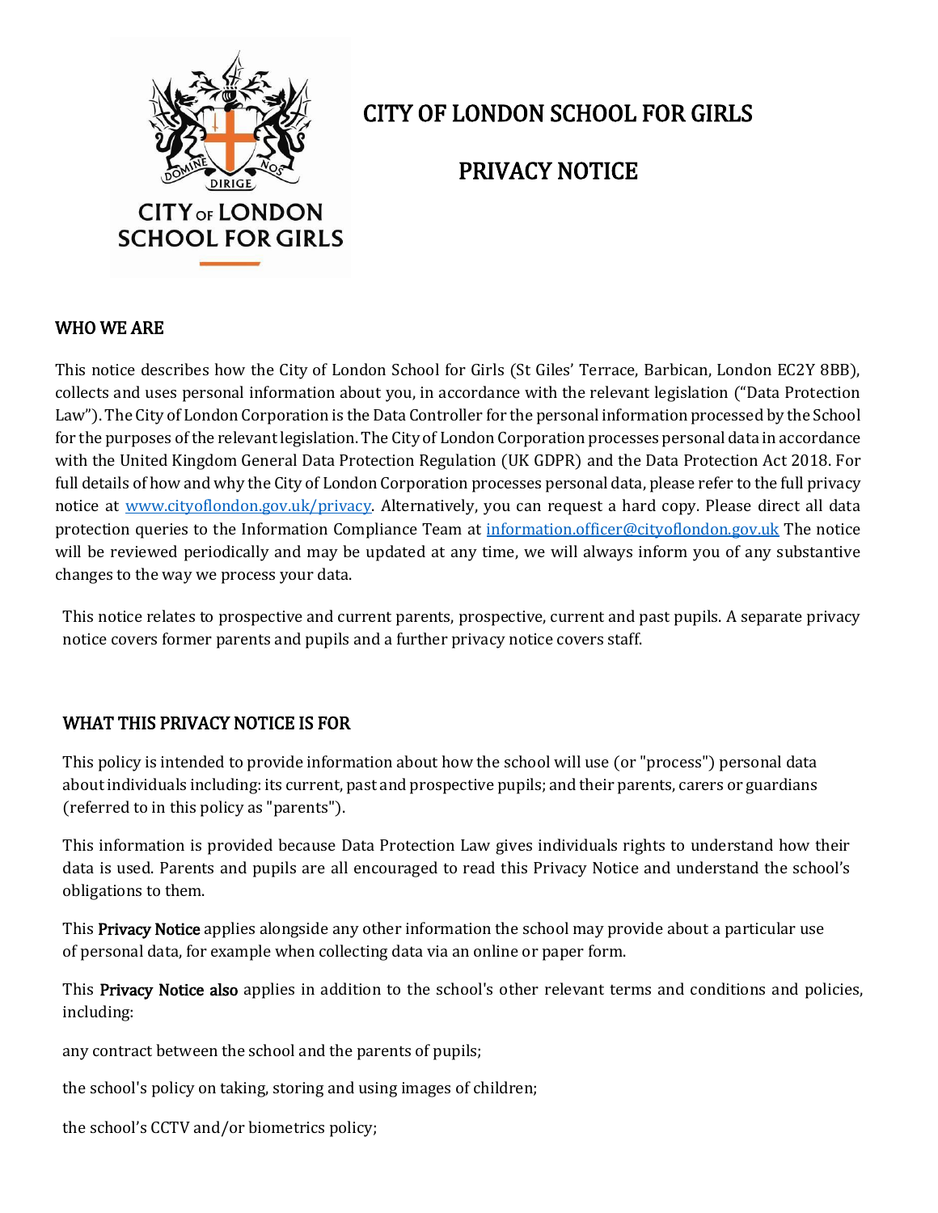# CITY OF LONDON SCHOOL FOR GIRLS

# PRIVACY NOTICE

## WHO WE ARE

This notice describes how the City of London School for Girls (St Giles' Terrace, Barbican, London EC2Y 8BB), collects and uses personal information about you, in accordance with the relevant legislation ("Data Protection Law"). The City of London Corporation is the Data Controller for the personal information processed by the School for the purposes of the relevant legislation. The City of London Corporation processes personal data in accordance with the United Kingdom General Data Protection Regulation (UK GDPR) and the Data Protection Act 2018. For full details of how and why the City of London Corporation processes personal data, please refer to the full privacy notice at [www.cityoflondon.gov.uk/privacy](http://www.cityoflondon.gov.uk/privacy). Alternatively, you can request a hard copy. Please direct all data protection queries to the Information Compliance Team at [information.officer@cityoflondon.gov.uk](mailto:information.officer@cityoflondon.gov.uk) The notice will be reviewed periodically and may be updated at any time, we will always inform you of any substantive changes to the way we process your data.

This notice relates to prospective and current parents, prospective, current and past pupils. A separate privacy notice covers former parents and pupils and a further privacy notice covers staff.

## WHAT THIS PRIVACY NOTICE IS FOR

This policy is intended to provide information about how the school will use (or "process") personal data about individuals including: its current, past and prospective pupils; and their parents, carers or guardians (referred to in this policy as "parents").

This information is provided because Data Protection Law gives individuals rights to understand how their data is used. Parents and pupils are all encouraged to read this Privacy Notice and understand the school's obligations to them.

This **Privacy Notice** applies alongside any other information the school may provide about a particular use of personal data, for example when collecting data via an online or paper form.

This **Privacy Notice also** applies in addition to the school's other relevant terms and conditions and policies, including:

any contract between the school and the parents of pupils;

the school's policy on taking, storing and using images of children;

the school's CCTV and/or biometrics policy;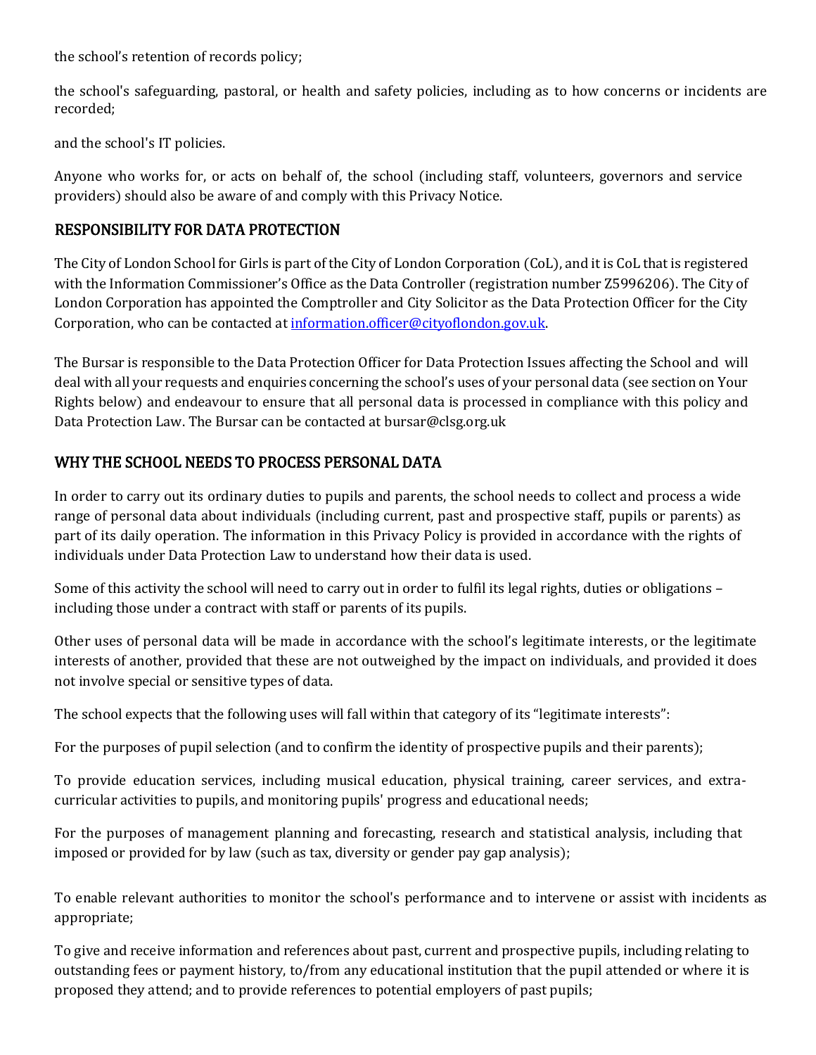the school's retention of records policy;

the school's safeguarding, pastoral, or health and safety policies, including as to how concerns or incidents are recorded;

and the school's IT policies.

Anyone who works for, or acts on behalf of, the school (including staff, volunteers, governors and service providers) should also be aware of and comply with this Privacy Notice.

## RESPONSIBILITY FOR DATA PROTECTION

The City of London School for Girls is part of the City of London Corporation (CoL), and it is CoL that is registered with the Information Commissioner's Office as the Data Controller (registration number Z5996206). The City of London Corporation has appointed the Comptroller and City Solicitor as the Data Protection Officer for the City Corporation, who can be contacted at [information.officer@cityoflondon.gov.uk](mailto:information.officer@cityoflondon.gov.uk).

The Bursar is responsible to the Data Protection Officer for Data Protection Issues affecting the School and will deal with all your requests and enquiries concerning the school's uses of your personal data (see section on Your Rights below) and endeavour to ensure that all personal data is processed in compliance with this policy and Data Protection Law. The Bursar can be contacted at bursar@clsg.org.uk

## WHY THE SCHOOL NEEDS TO PROCESS PERSONAL DATA

In order to carry out its ordinary duties to pupils and parents, the school needs to collect and process a wide range of personal data about individuals (including current, past and prospective staff, pupils or parents) as part of its daily operation. The information in this Privacy Policy is provided in accordance with the rights of individuals under Data Protection Law to understand how their data is used.

Some of this activity the school will need to carry out in order to fulfil its legal rights, duties or obligations – including those under a contract with staff or parents of its pupils.

Other uses of personal data will be made in accordance with the school's legitimate interests, or the legitimate interests of another, provided that these are not outweighed by the impact on individuals, and provided it does not involve special or sensitive types of data.

The school expects that the following uses will fall within that category of its "legitimate interests":

For the purposes of pupil selection (and to confirm the identity of prospective pupils and their parents);

To provide education services, including musical education, physical training, career services, and extra-curricular activities to pupils, and monitoring pupils' progress and educational needs;

For the purposes of management planning and forecasting, research and statistical analysis, including that imposed or provided for by law (such as tax, diversity or gender pay gap analysis);

To enable relevant authorities to monitor the school's performance and to intervene or assist with incidents as appropriate;

To give and receive information and references about past, current and prospective pupils, including relating to outstanding fees or payment history, to/from any educational institution that the pupil attended or where it is proposed they attend; and to provide references to potential employers of past pupils;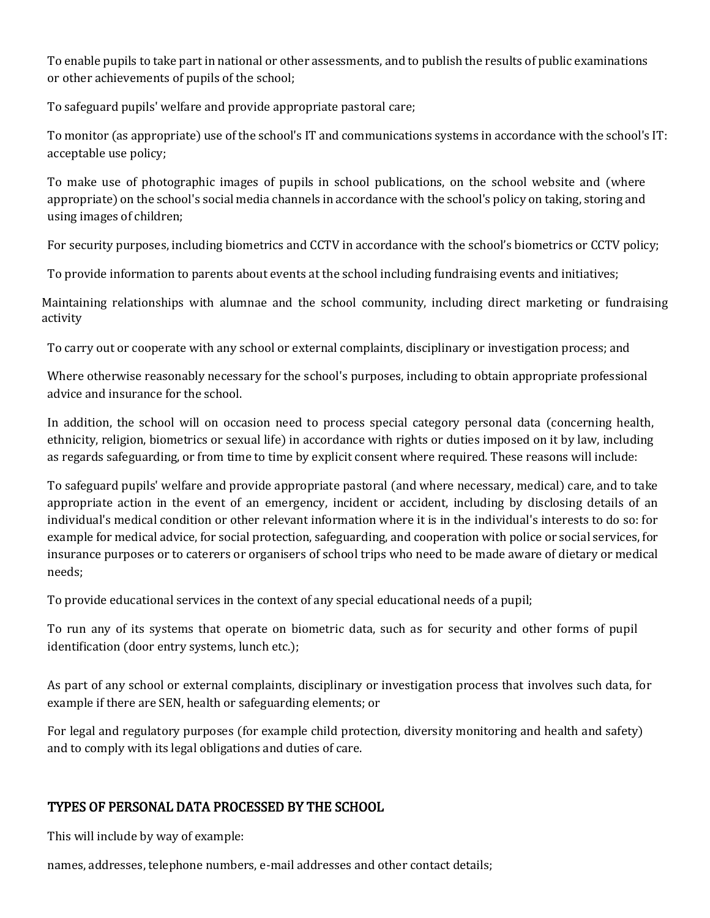To enable pupils to take part in national or other assessments, and to publish the results of public examinations or other achievements of pupils of the school;

To safeguard pupils' welfare and provide appropriate pastoral care;

To monitor (as appropriate) use of the school's IT and communications systems in accordance with the school's IT: acceptable use policy;

To make use of photographic images of pupils in school publications, on the school website and (where appropriate) on the school's social media channels in accordance with the school's policy on taking, storing and using images of children;

For security purposes, including biometrics and CCTV in accordance with the school's biometrics or CCTV policy;

To provide information to parents about events at the school including fundraising events and initiatives;

Maintaining relationships with alumnae and the school community, including direct marketing or fundraising activity

To carry out or cooperate with any school or external complaints, disciplinary or investigation process; and

Where otherwise reasonably necessary for the school's purposes, including to obtain appropriate professional advice and insurance for the school.

In addition, the school will on occasion need to process special category personal data (concerning health, ethnicity, religion, biometrics or sexual life) in accordance with rights or duties imposed on it by law, including as regards safeguarding, or from time to time by explicit consent where required. These reasons will include:

To safeguard pupils' welfare and provide appropriate pastoral (and where necessary, medical) care, and to take appropriate action in the event of an emergency, incident or accident, including by disclosing details of an individual's medical condition or other relevant information where it is in the individual's interests to do so: for example for medical advice, for social protection, safeguarding, and cooperation with police or social services, for insurance purposes or to caterers or organisers of school trips who need to be made aware of dietary or medical needs;

To provide educational services in the context of any special educational needs of a pupil;

To run any of its systems that operate on biometric data, such as for security and other forms of pupil identification (door entry systems, lunch etc.);

As part of any school or external complaints, disciplinary or investigation process that involves such data, for example if there are SEN, health or safeguarding elements; or

For legal and regulatory purposes (for example child protection, diversity monitoring and health and safety) and to comply with its legal obligations and duties of care.

## TYPES OF PERSONAL DATA PROCESSED BY THE SCHOOL

This will include by way of example:

names, addresses, telephone numbers, e-mail addresses and other contact details;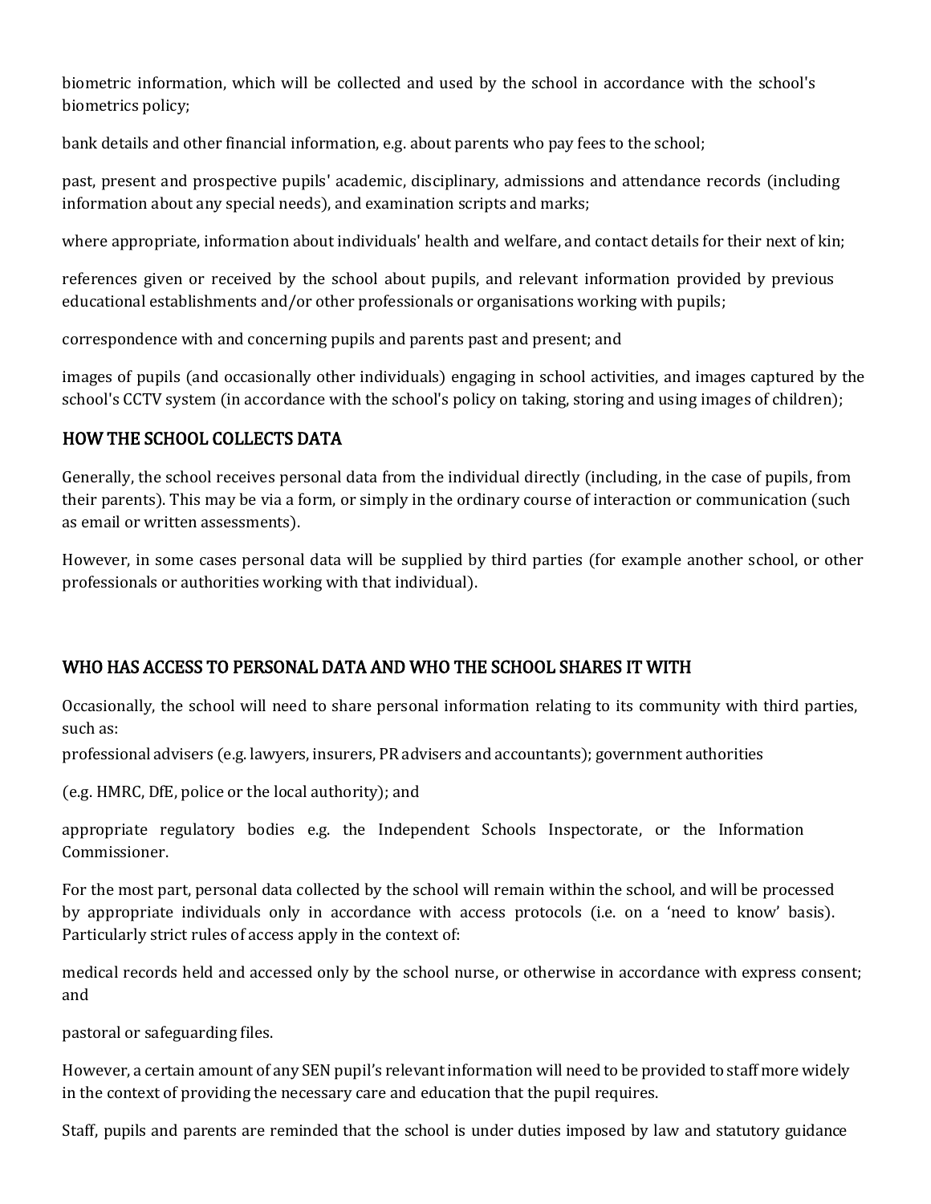biometric information, which will be collected and used by the school in accordance with the school's biometrics policy;

bank details and other financial information, e.g. about parents who pay fees to the school;

past, present and prospective pupils' academic, disciplinary, admissions and attendance records (including information about any special needs), and examination scripts and marks;

where appropriate, information about individuals' health and welfare, and contact details for their next of kin;

references given or received by the school about pupils, and relevant information provided by previous educational establishments and/or other professionals or organisations working with pupils;

correspondence with and concerning pupils and parents past and present; and

images of pupils (and occasionally other individuals) engaging in school activities, and images captured by the school's CCTV system (in accordance with the school's policy on taking, storing and using images of children);

## HOW THE SCHOOL COLLECTS DATA

Generally, the school receives personal data from the individual directly (including, in the case of pupils, from their parents). This may be via a form, or simply in the ordinary course of interaction or communication (such as email or written assessments).

However, in some cases personal data will be supplied by third parties (for example another school, or other professionals or authorities working with that individual).

## WHO HAS ACCESS TO PERSONAL DATA AND WHO THE SCHOOL SHARES IT WITH

Occasionally, the school will need to share personal information relating to its community with third parties, such as:

professional advisers (e.g. lawyers, insurers, PR advisers and accountants); government authorities

(e.g. HMRC, DfE, police or the local authority); and

appropriate regulatory bodies e.g. the Independent Schools Inspectorate, or the Information Commissioner.

For the most part, personal data collected by the school will remain within the school, and will be processed by appropriate individuals only in accordance with access protocols (i.e. on a 'need to know' basis). Particularly strict rules of access apply in the context of:

medical records held and accessed only by the school nurse, or otherwise in accordance with express consent; and

pastoral or safeguarding files.

However, a certain amount of any SEN pupil's relevant information will need to be provided to staff more widely in the context of providing the necessary care and education that the pupil requires.

Staff, pupils and parents are reminded that the school is under duties imposed by law and statutory guidance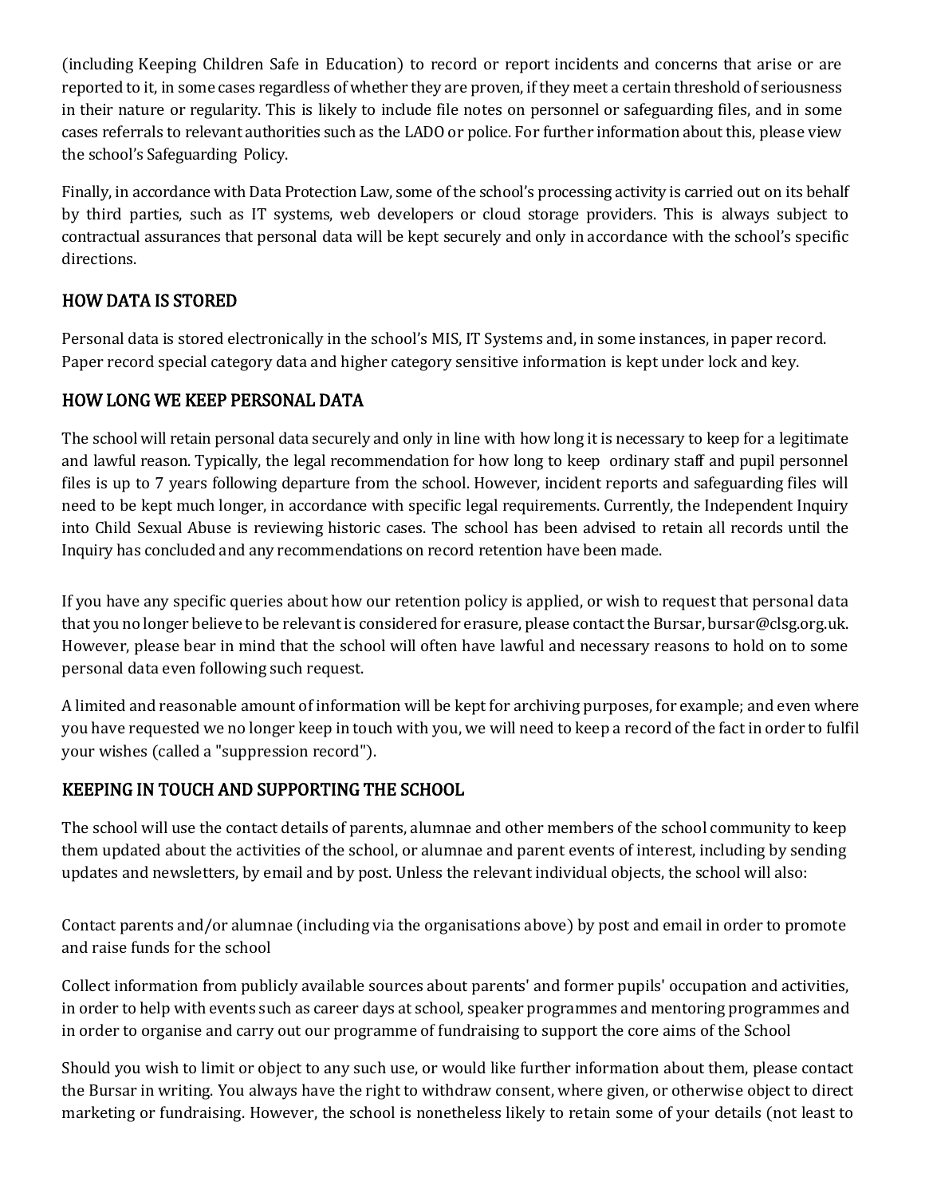(including Keeping Children Safe in Education) to record or report incidents and concerns that arise or are reported to it, in some cases regardless of whether they are proven, if they meet a certain threshold of seriousness in their nature or regularity. This is likely to include file notes on personnel or safeguarding files, and in some cases referrals to relevant authorities such as the LADO or police. For further information about this, please view the school's Safeguarding Policy.

Finally, in accordance with Data Protection Law, some of the school's processing activity is carried out on its behalf by third parties, such as IT systems, web developers or cloud storage providers. This is always subject to contractual assurances that personal data will be kept securely and only in accordance with the school's specific directions.

## HOW DATA IS STORED

Personal data is stored electronically in the school's MIS, IT Systems and, in some instances, in paper record. Paper record special category data and higher category sensitive information is kept under lock and key.

## HOW LONG WE KEEP PERSONAL DATA

The school will retain personal data securely and only in line with how long it is necessary to keep for a legitimate and lawful reason. Typically, the legal recommendation for how long to keep ordinary staff and pupil personnel files is up to 7 years following departure from the school. However, incident reports and safeguarding files will need to be kept much longer, in accordance with specific legal requirements. Currently, the Independent Inquiry into Child Sexual Abuse is reviewing historic cases. The school has been advised to retain all records until the Inquiry has concluded and any recommendations on record retention have been made.

If you have any specific queries about how our retention policy is applied, or wish to request that personal data that you no longer believe to be relevant is considered for erasure, please contact the Bursar, bursar@clsg.org.uk. However, please bear in mind that the school will often have lawful and necessary reasons to hold on to some personal data even following such request.

A limited and reasonable amount of information will be kept for archiving purposes, for example; and even where you have requested we no longer keep in touch with you, we will need to keep a record of the fact in order to fulfil your wishes (called a "suppression record").

## KEEPING IN TOUCH AND SUPPORTING THE SCHOOL

The school will use the contact details of parents, alumnae and other members of the school community to keep them updated about the activities of the school, or alumnae and parent events of interest, including by sending updates and newsletters, by email and by post. Unless the relevant individual objects, the school will also:

Contact parents and/or alumnae (including via the organisations above) by post and email in order to promote and raise funds for the school

Collect information from publicly available sources about parents' and former pupils' occupation and activities, in order to help with events such as career days at school, speaker programmes and mentoring programmes and in order to organise and carry out our programme of fundraising to support the core aims of the School

Should you wish to limit or object to any such use, or would like further information about them, please contact the Bursar in writing. You always have the right to withdraw consent, where given, or otherwise object to direct marketing or fundraising. However, the school is nonetheless likely to retain some of your details (not least to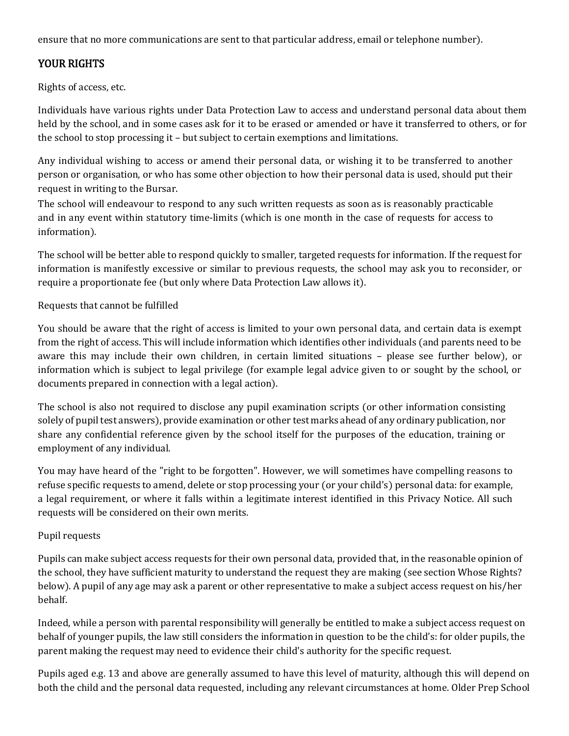ensure that no more communications are sent to that particular address, email or telephone number).

## YOUR RIGHTS

Rights of access, etc.

Individuals have various rights under Data Protection Law to access and understand personal data about them held by the school, and in some cases ask for it to be erased or amended or have it transferred to others, or for the school to stop processing it – but subject to certain exemptions and limitations.

Any individual wishing to access or amend their personal data, or wishing it to be transferred to another person or organisation, or who has some other objection to how their personal data is used, should put their request in writing to the Bursar.

The school will endeavour to respond to any such written requests as soon as is reasonably practicable and in any event within statutory time-limits (which is one month in the case of requests for access to information).

The school will be better able to respond quickly to smaller, targeted requests for information. If the request for information is manifestly excessive or similar to previous requests, the school may ask you to reconsider, or require a proportionate fee (but only where Data Protection Law allows it).

Requests that cannot be fulfilled

You should be aware that the right of access is limited to your own personal data, and certain data is exempt from the right of access. This will include information which identifies other individuals (and parents need to be aware this may include their own children, in certain limited situations – please see further below), or information which is subject to legal privilege (for example legal advice given to or sought by the school, or documents prepared in connection with a legal action).

The school is also not required to disclose any pupil examination scripts (or other information consisting solely of pupil test answers), provide examination or other test marks ahead of any ordinary publication, nor share any confidential reference given by the school itself for the purposes of the education, training or employment of any individual.

You may have heard of the "right to be forgotten". However, we will sometimes have compelling reasons to refuse specific requests to amend, delete or stop processing your (or your child's) personal data: for example, a legal requirement, or where it falls within a legitimate interest identified in this Privacy Notice. All such requests will be considered on their own merits.

Pupil requests

Pupils can make subject access requests for their own personal data, provided that, in the reasonable opinion of the school, they have sufficient maturity to understand the request they are making (see section Whose Rights? below). A pupil of any age may ask a parent or other representative to make a subject access request on his/her behalf.

Indeed, while a person with parental responsibility will generally be entitled to make a subject access request on behalf of younger pupils, the law still considers the information in question to be the child's: for older pupils, the parent making the request may need to evidence their child's authority for the specific request.

Pupils aged e.g. 13 and above are generally assumed to have this level of maturity, although this will depend on both the child and the personal data requested, including any relevant circumstances at home. Older Prep School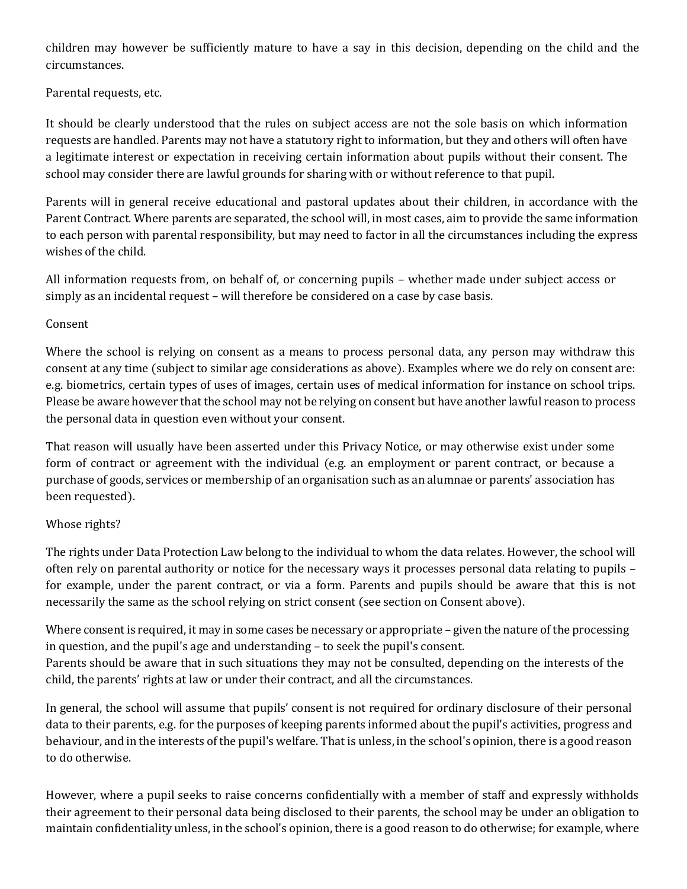children may however be sufficiently mature to have a say in this decision, depending on the child and the circumstances.

## Parental requests, etc.

It should be clearly understood that the rules on subject access are not the sole basis on which information requests are handled. Parents may not have a statutory right to information, but they and others will often have a legitimate interest or expectation in receiving certain information about pupils without their consent. The school may consider there are lawful grounds for sharing with or without reference to that pupil.

Parents will in general receive educational and pastoral updates about their children, in accordance with the Parent Contract. Where parents are separated, the school will, in most cases, aim to provide the same information to each person with parental responsibility, but may need to factor in all the circumstances including the express wishes of the child.

All information requests from, on behalf of, or concerning pupils – whether made under subject access or simply as an incidental request – will therefore be considered on a case by case basis.

## Consent

Where the school is relying on consent as a means to process personal data, any person may withdraw this consent at any time (subject to similar age considerations as above). Examples where we do rely on consent are: e.g. biometrics, certain types of uses of images, certain uses of medical information for instance on school trips. Please be aware however that the school may not be relying on consent but have another lawful reason to process the personal data in question even without your consent.

That reason will usually have been asserted under this Privacy Notice, or may otherwise exist under some form of contract or agreement with the individual (e.g. an employment or parent contract, or because a purchase of goods, services or membership of an organisation such as an alumnae or parents' association has been requested).

## Whose rights?

The rights under Data Protection Law belong to the individual to whom the data relates. However, the school will often rely on parental authority or notice for the necessary ways it processes personal data relating to pupils – for example, under the parent contract, or via a form. Parents and pupils should be aware that this is not necessarily the same as the school relying on strict consent (see section on Consent above).

Where consent is required, it may in some cases be necessary or appropriate – given the nature of the processing in question, and the pupil's age and understanding – to seek the pupil's consent.
Parents should be aware that in such situations they may not be consulted, depending on the interests of the child, the parents' rights at law or under their contract, and all the circumstances.

In general, the school will assume that pupils' consent is not required for ordinary disclosure of their personal data to their parents, e.g. for the purposes of keeping parents informed about the pupil's activities, progress and behaviour, and in the interests of the pupil's welfare. That is unless, in the school's opinion, there is a good reason to do otherwise.

However, where a pupil seeks to raise concerns confidentially with a member of staff and expressly withholds their agreement to their personal data being disclosed to their parents, the school may be under an obligation to maintain confidentiality unless, in the school's opinion, there is a good reason to do otherwise; for example, where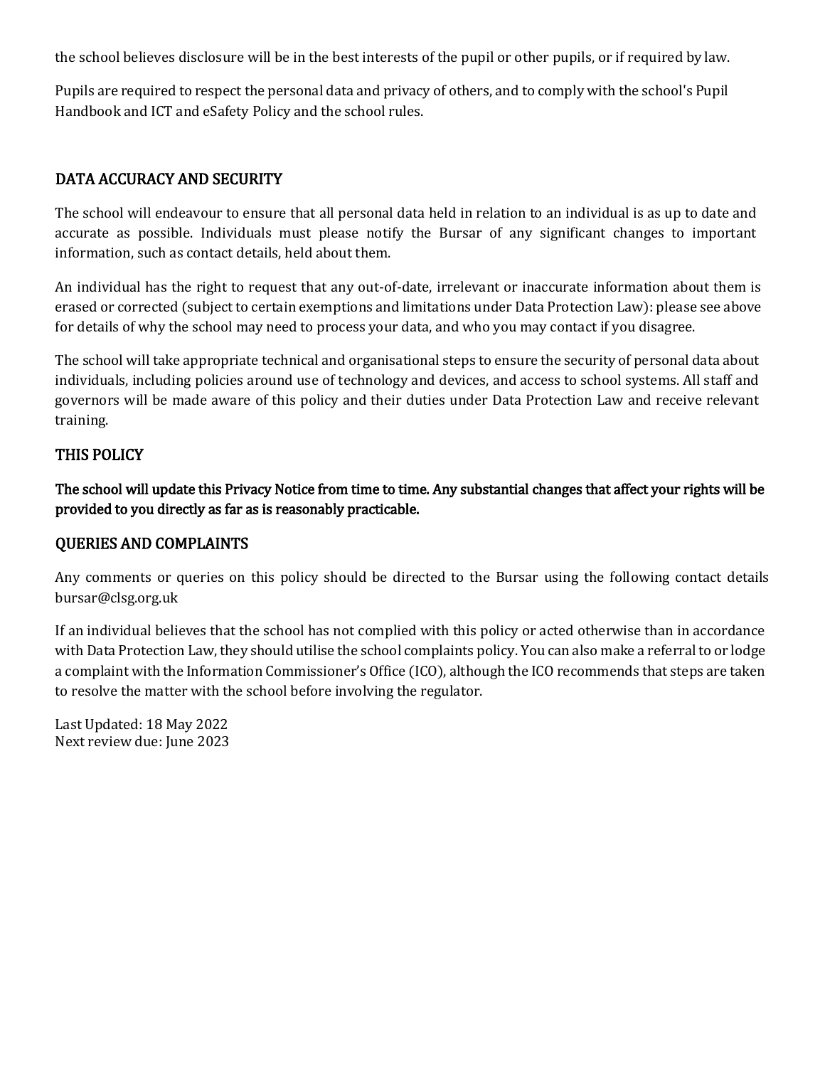the school believes disclosure will be in the best interests of the pupil or other pupils, or if required by law.

Pupils are required to respect the personal data and privacy of others, and to comply with the school's Pupil Handbook and ICT and eSafety Policy and the school rules.

## DATA ACCURACY AND SECURITY

The school will endeavour to ensure that all personal data held in relation to an individual is as up to date and accurate as possible. Individuals must please notify the Bursar of any significant changes to important information, such as contact details, held about them.

An individual has the right to request that any out-of-date, irrelevant or inaccurate information about them is erased or corrected (subject to certain exemptions and limitations under Data Protection Law): please see above for details of why the school may need to process your data, and who you may contact if you disagree.

The school will take appropriate technical and organisational steps to ensure the security of personal data about individuals, including policies around use of technology and devices, and access to school systems. All staff and governors will be made aware of this policy and their duties under Data Protection Law and receive relevant training.

## THIS POLICY

**The school will update this Privacy Notice from time to time. Any substantial changes that affect your rights will be provided to you directly as far as is reasonably practicable.**

## QUERIES AND COMPLAINTS

Any comments or queries on this policy should be directed to the Bursar using the following contact details bursar@clsg.org.uk

If an individual believes that the school has not complied with this policy or acted otherwise than in accordance with Data Protection Law, they should utilise the school complaints policy. You can also make a referral to or lodge a complaint with the Information Commissioner's Office (ICO), although the ICO recommends that steps are taken to resolve the matter with the school before involving the regulator.

Last Updated: 18 May 2022
Next review due: June 2023